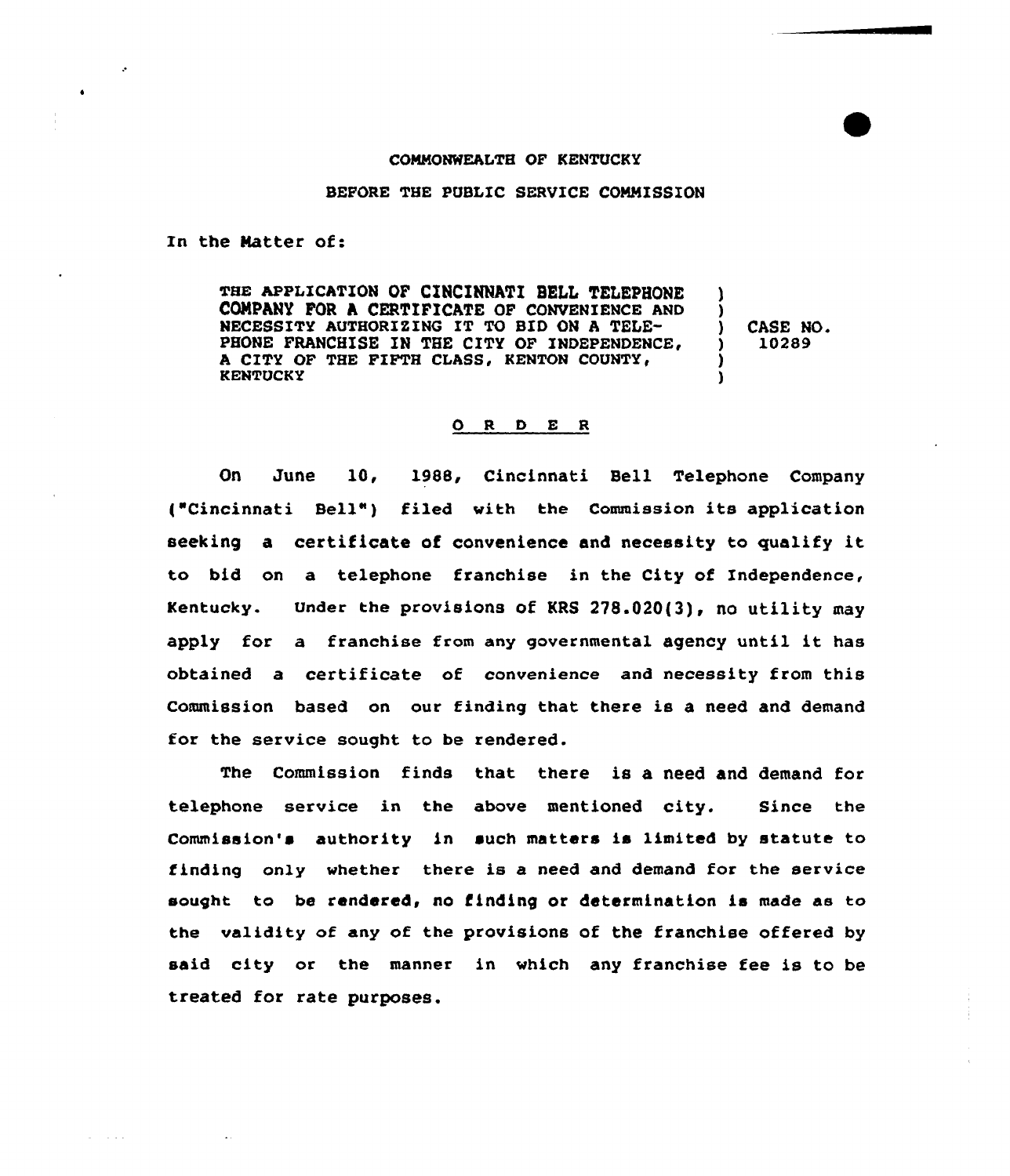COMMONWEALTH OF KENTUCKY

BEFORE THE PUBLIC SERVICE COMMISSION

In the Matter of:

| | |
|---|---|
| THE APPLICATION OF CINCINNATI BELL TELEPHONE COMPANY FOR A CERTIFICATE OF CONVENIENCE AND NECESSITY AUTHORIZING IT TO BID ON A TELEPHONE FRANCHISE IN THE CITY OF INDEPENDENCE, A CITY OF THE FIFTH CLASS, KENTON COUNTY, KENTUCKY | ) CASE NO. 10289 |

## O R D E R

On June 10, 1988, Cincinnati Bell Telephone Company ("Cincinnati Bell") filed with the Commission its application seeking a certificate of convenience and necessity to qualify it to bid on a telephone franchise in the City of Independence, Kentucky. Under the provisions of KRS 278.020(3), no utility may apply for a franchise from any governmental agency until it has obtained a certificate of convenience and necessity from this Commission based on our finding that there is a need and demand for the service sought to be rendered.

The Commission finds that there is a need and demand for telephone service in the above mentioned city. Since the Commission's authority in such matters is limited by statute to finding only whether there is a need and demand for the service sought to be rendered, no finding or determination is made as to the validity of any of the provisions of the franchise offered by said city or the manner in which any franchise fee is to be treated for rate purposes.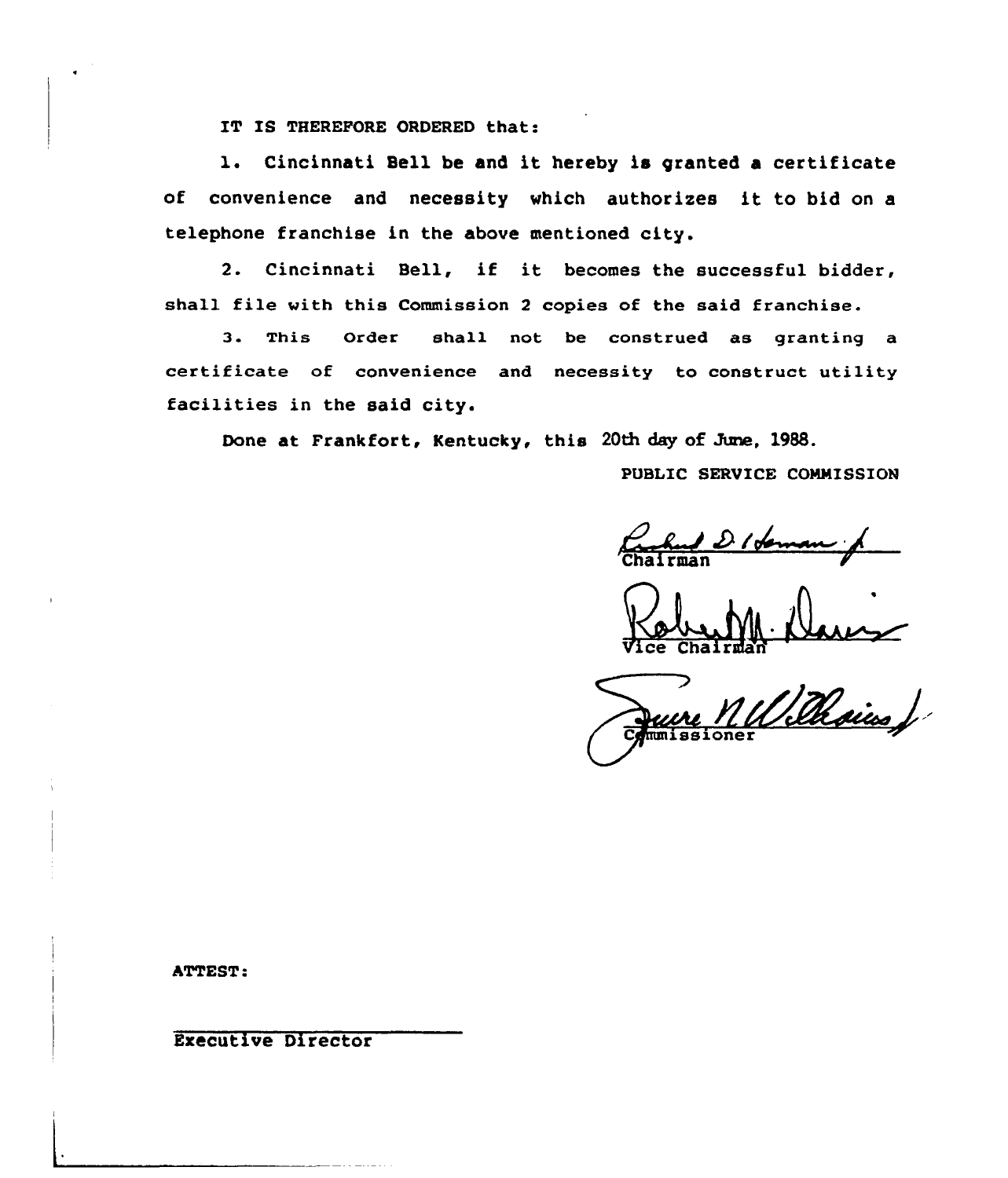IT IS THEREFORE ORDERED that:

1. Cincinnati Bell be and it hereby is granted a certificate of convenience and necessity which authorizes it to bid on a telephone franchise in the above mentioned city.

2. Cincinnati Bell, if it becomes the successful bidder, shall file with this Commission 2 copies of the said franchise.

3. This Order shall not be construed as granting a certificate of convenience and necessity to construct utility facilities in the said city.

Done at Frankfort, Kentucky, this 20th day of June, 1988.

PUBLIC SERVICE COMMISSION

Chairman

Vice Chairman

Commissioner

ATTEST:

Executive Director